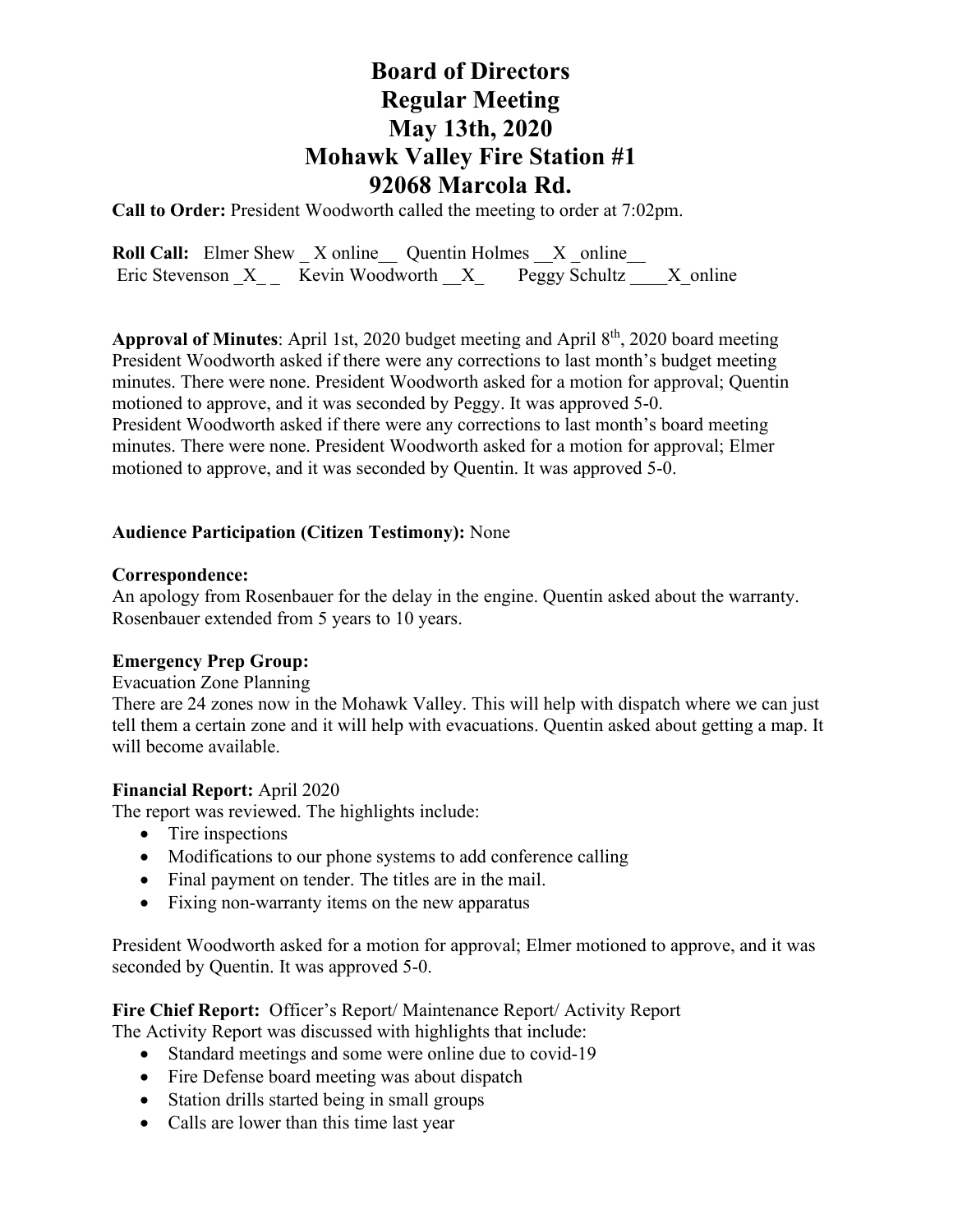# Board of Directors
# Regular Meeting
# May 13th, 2020
# Mohawk Valley Fire Station #1
# 92068 Marcola Rd.

**Call to Order:** President Woodworth called the meeting to order at 7:02pm.

**Roll Call:** Elmer Shew _ X online__ Quentin Holmes __X _online__
Eric Stevenson _X_ _ Kevin Woodworth __X_ Peggy Schultz ____X_online

**Approval of Minutes**: April 1st, 2020 budget meeting and April 8th, 2020 board meeting
President Woodworth asked if there were any corrections to last month's budget meeting minutes. There were none. President Woodworth asked for a motion for approval; Quentin motioned to approve, and it was seconded by Peggy. It was approved 5-0.
President Woodworth asked if there were any corrections to last month's board meeting minutes. There were none. President Woodworth asked for a motion for approval; Elmer motioned to approve, and it was seconded by Quentin. It was approved 5-0.

**Audience Participation (Citizen Testimony):** None

**Correspondence:**
An apology from Rosenbauer for the delay in the engine. Quentin asked about the warranty. Rosenbauer extended from 5 years to 10 years.

**Emergency Prep Group:**
Evacuation Zone Planning
There are 24 zones now in the Mohawk Valley. This will help with dispatch where we can just tell them a certain zone and it will help with evacuations. Quentin asked about getting a map. It will become available.

**Financial Report:** April 2020
The report was reviewed. The highlights include:

- Tire inspections
- Modifications to our phone systems to add conference calling
- Final payment on tender. The titles are in the mail.
- Fixing non-warranty items on the new apparatus

President Woodworth asked for a motion for approval; Elmer motioned to approve, and it was seconded by Quentin. It was approved 5-0.

**Fire Chief Report:** Officer's Report/ Maintenance Report/ Activity Report
The Activity Report was discussed with highlights that include:

- Standard meetings and some were online due to covid-19
- Fire Defense board meeting was about dispatch
- Station drills started being in small groups
- Calls are lower than this time last year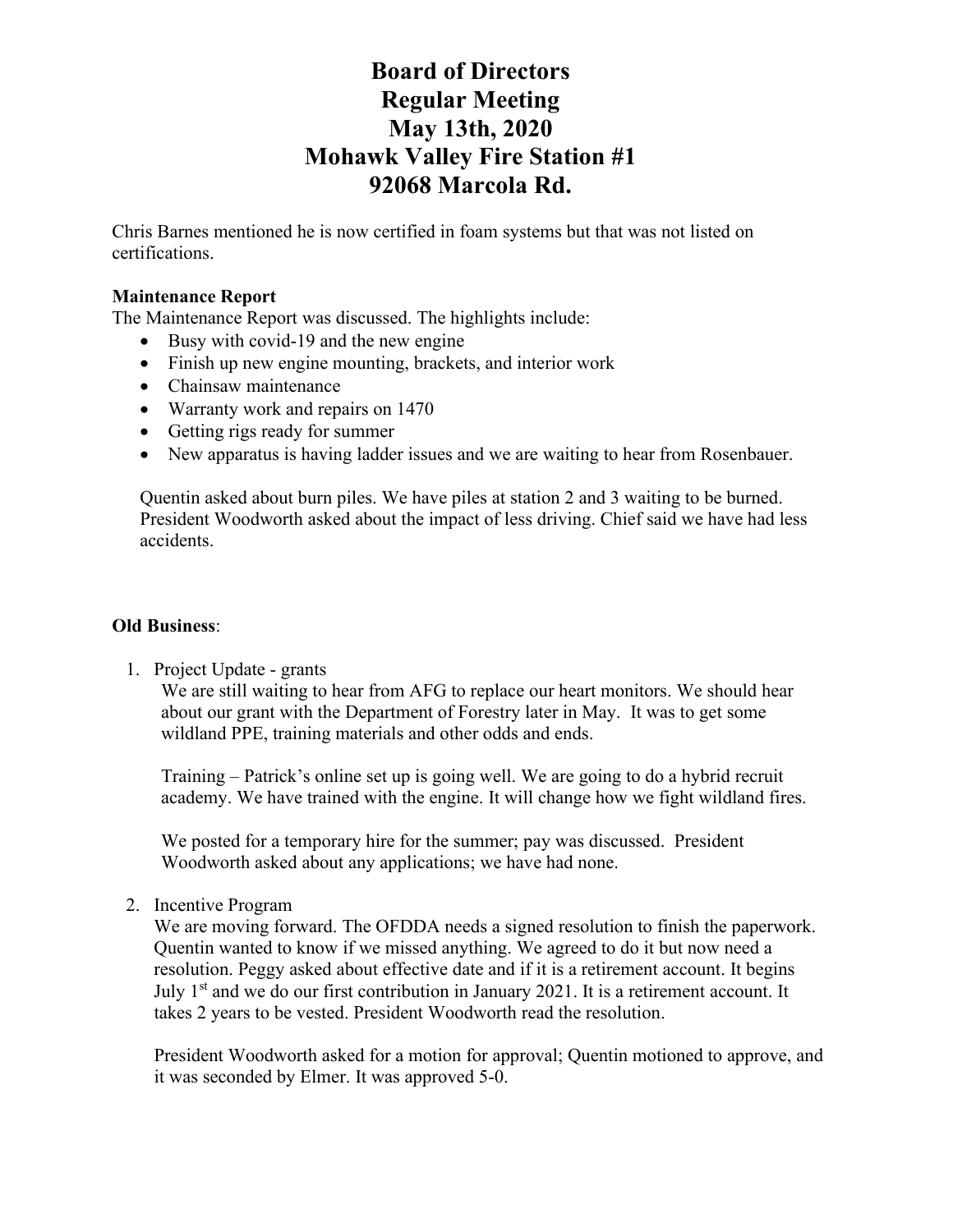# Board of Directors
# Regular Meeting
# May 13th, 2020
# Mohawk Valley Fire Station #1
# 92068 Marcola Rd.

Chris Barnes mentioned he is now certified in foam systems but that was not listed on certifications.

**Maintenance Report**

The Maintenance Report was discussed. The highlights include:

- Busy with covid-19 and the new engine
- Finish up new engine mounting, brackets, and interior work
- Chainsaw maintenance
- Warranty work and repairs on 1470
- Getting rigs ready for summer
- New apparatus is having ladder issues and we are waiting to hear from Rosenbauer.

Quentin asked about burn piles. We have piles at station 2 and 3 waiting to be burned. President Woodworth asked about the impact of less driving. Chief said we have had less accidents.

**Old Business**:

1. Project Update - grants

   We are still waiting to hear from AFG to replace our heart monitors. We should hear about our grant with the Department of Forestry later in May. It was to get some wildland PPE, training materials and other odds and ends.

   Training – Patrick's online set up is going well. We are going to do a hybrid recruit academy. We have trained with the engine. It will change how we fight wildland fires.

   We posted for a temporary hire for the summer; pay was discussed. President Woodworth asked about any applications; we have had none.

2. Incentive Program

   We are moving forward. The OFDDA needs a signed resolution to finish the paperwork. Quentin wanted to know if we missed anything. We agreed to do it but now need a resolution. Peggy asked about effective date and if it is a retirement account. It begins July 1st and we do our first contribution in January 2021. It is a retirement account. It takes 2 years to be vested. President Woodworth read the resolution.

   President Woodworth asked for a motion for approval; Quentin motioned to approve, and it was seconded by Elmer. It was approved 5-0.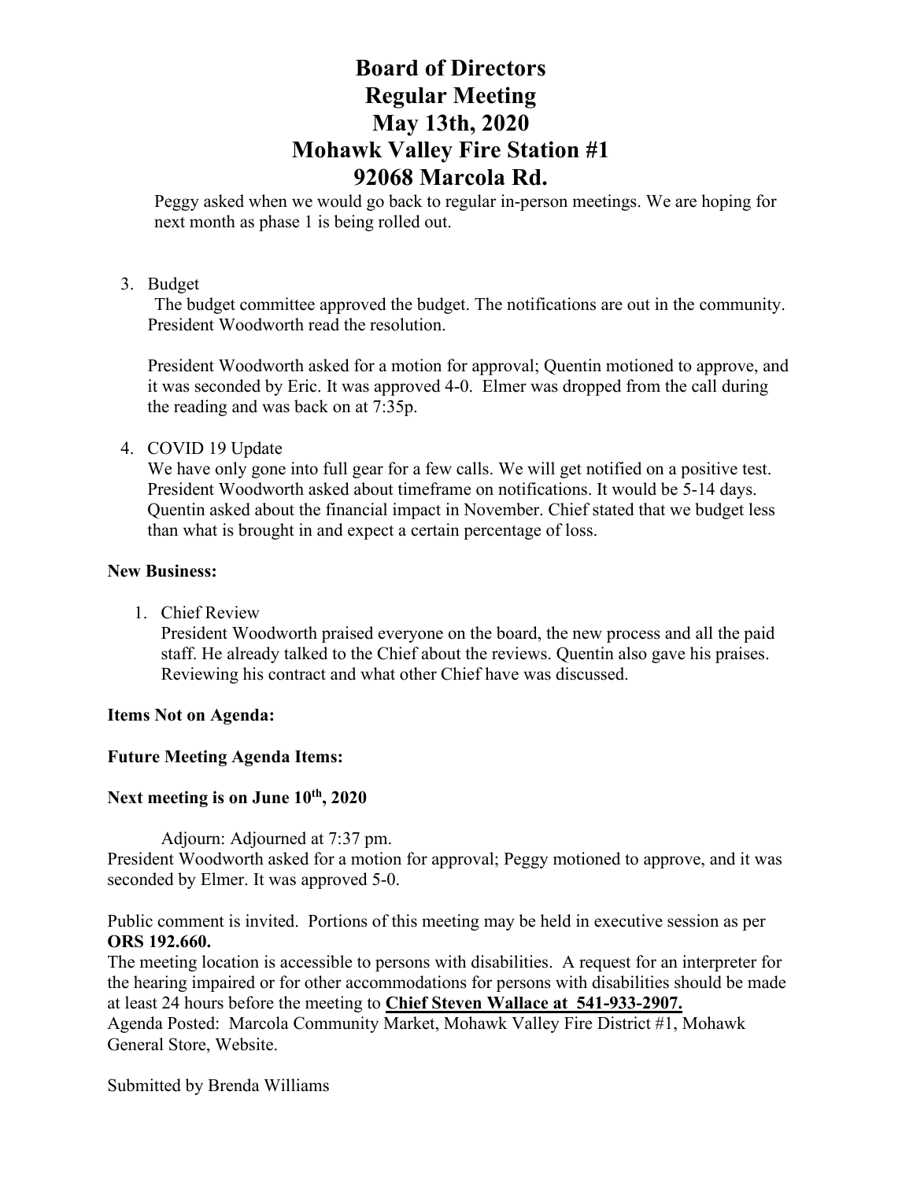# Board of Directors
# Regular Meeting
# May 13th, 2020
# Mohawk Valley Fire Station #1
# 92068 Marcola Rd.

Peggy asked when we would go back to regular in-person meetings. We are hoping for next month as phase 1 is being rolled out.

3. Budget

   The budget committee approved the budget. The notifications are out in the community. President Woodworth read the resolution.

   President Woodworth asked for a motion for approval; Quentin motioned to approve, and it was seconded by Eric. It was approved 4-0. Elmer was dropped from the call during the reading and was back on at 7:35p.

4. COVID 19 Update

   We have only gone into full gear for a few calls. We will get notified on a positive test. President Woodworth asked about timeframe on notifications. It would be 5-14 days. Quentin asked about the financial impact in November. Chief stated that we budget less than what is brought in and expect a certain percentage of loss.

**New Business:**

1. Chief Review

   President Woodworth praised everyone on the board, the new process and all the paid staff. He already talked to the Chief about the reviews. Quentin also gave his praises. Reviewing his contract and what other Chief have was discussed.

**Items Not on Agenda:**

**Future Meeting Agenda Items:**

**Next meeting is on June 10th, 2020**

Adjourn: Adjourned at 7:37 pm.

President Woodworth asked for a motion for approval; Peggy motioned to approve, and it was seconded by Elmer. It was approved 5-0.

Public comment is invited. Portions of this meeting may be held in executive session as per **ORS 192.660.**

The meeting location is accessible to persons with disabilities. A request for an interpreter for the hearing impaired or for other accommodations for persons with disabilities should be made at least 24 hours before the meeting to **Chief Steven Wallace at 541-933-2907.**

Agenda Posted: Marcola Community Market, Mohawk Valley Fire District #1, Mohawk General Store, Website.

Submitted by Brenda Williams